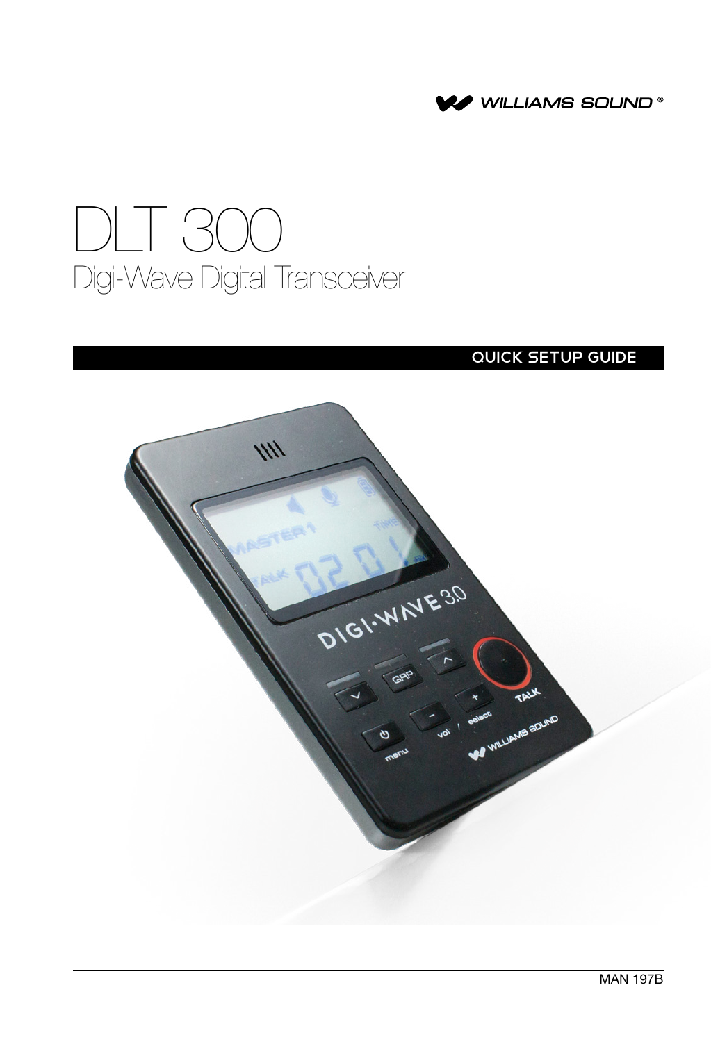WILLIAMS SOUND®

# DLT 300

## Digi-Wave Digital Transceiver

QUICK SETUP GUIDE

MAN 197B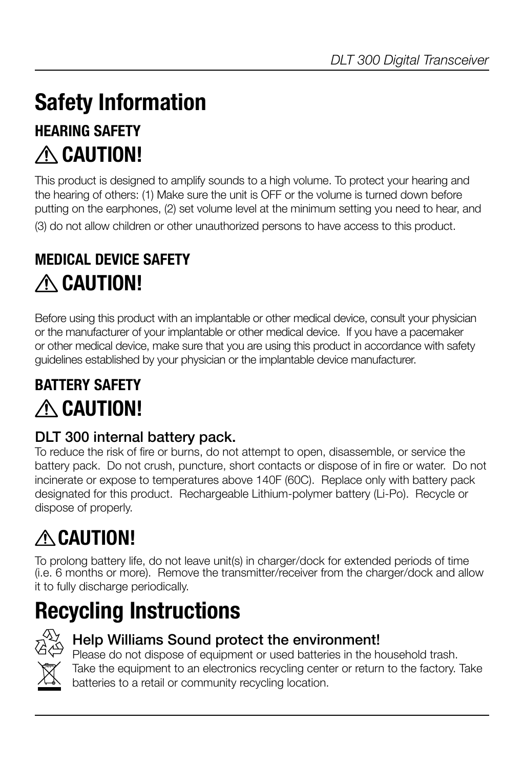# Safety Information

## HEARING SAFETY

### ⚠ CAUTION!

This product is designed to amplify sounds to a high volume. To protect your hearing and the hearing of others: (1) Make sure the unit is OFF or the volume is turned down before putting on the earphones, (2) set volume level at the minimum setting you need to hear, and (3) do not allow children or other unauthorized persons to have access to this product.

## MEDICAL DEVICE SAFETY

### ⚠ CAUTION!

Before using this product with an implantable or other medical device, consult your physician or the manufacturer of your implantable or other medical device. If you have a pacemaker or other medical device, make sure that you are using this product in accordance with safety guidelines established by your physician or the implantable device manufacturer.

## BATTERY SAFETY

### ⚠ CAUTION!

**DLT 300 internal battery pack.**
To reduce the risk of fire or burns, do not attempt to open, disassemble, or service the battery pack. Do not crush, puncture, short contacts or dispose of in fire or water. Do not incinerate or expose to temperatures above 140F (60C). Replace only with battery pack designated for this product. Rechargeable Lithium-polymer battery (Li-Po). Recycle or dispose of properly.

### ⚠ CAUTION!

To prolong battery life, do not leave unit(s) in charger/dock for extended periods of time (i.e. 6 months or more). Remove the transmitter/receiver from the charger/dock and allow it to fully discharge periodically.

# Recycling Instructions

**Help Williams Sound protect the environment!**
Please do not dispose of equipment or used batteries in the household trash. Take the equipment to an electronics recycling center or return to the factory. Take batteries to a retail or community recycling location.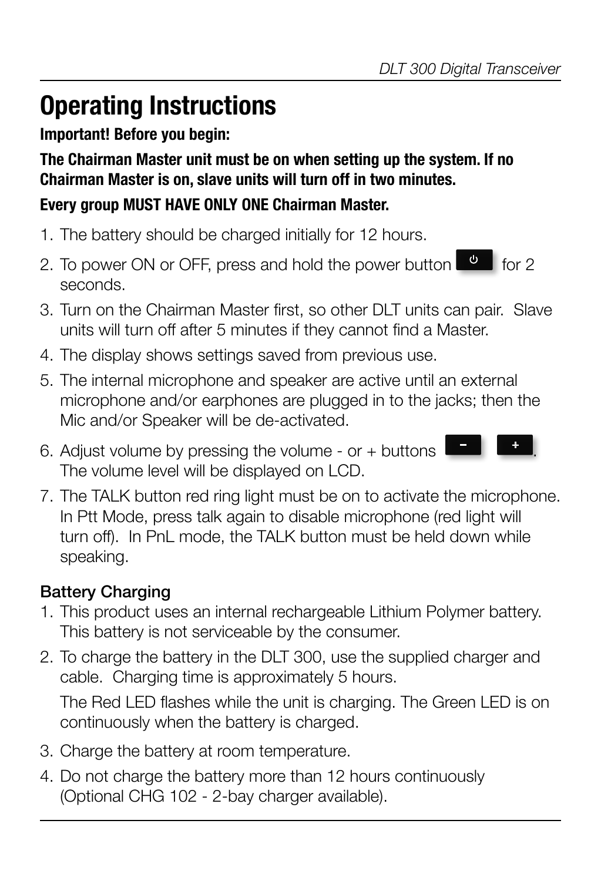# Operating Instructions

**Important! Before you begin:**

**The Chairman Master unit must be on when setting up the system. If no Chairman Master is on, slave units will turn off in two minutes.**

**Every group MUST HAVE ONLY ONE Chairman Master.**

1. The battery should be charged initially for 12 hours.
2. To power ON or OFF, press and hold the power button for 2 seconds.
3. Turn on the Chairman Master first, so other DLT units can pair. Slave units will turn off after 5 minutes if they cannot find a Master.
4. The display shows settings saved from previous use.
5. The internal microphone and speaker are active until an external microphone and/or earphones are plugged in to the jacks; then the Mic and/or Speaker will be de-activated.
6. Adjust volume by pressing the volume - or + buttons. The volume level will be displayed on LCD.
7. The TALK button red ring light must be on to activate the microphone. In Ptt Mode, press talk again to disable microphone (red light will turn off). In PnL mode, the TALK button must be held down while speaking.

## Battery Charging

1. This product uses an internal rechargeable Lithium Polymer battery. This battery is not serviceable by the consumer.
2. To charge the battery in the DLT 300, use the supplied charger and cable. Charging time is approximately 5 hours.

   The Red LED flashes while the unit is charging. The Green LED is on continuously when the battery is charged.
3. Charge the battery at room temperature.
4. Do not charge the battery more than 12 hours continuously (Optional CHG 102 - 2-bay charger available).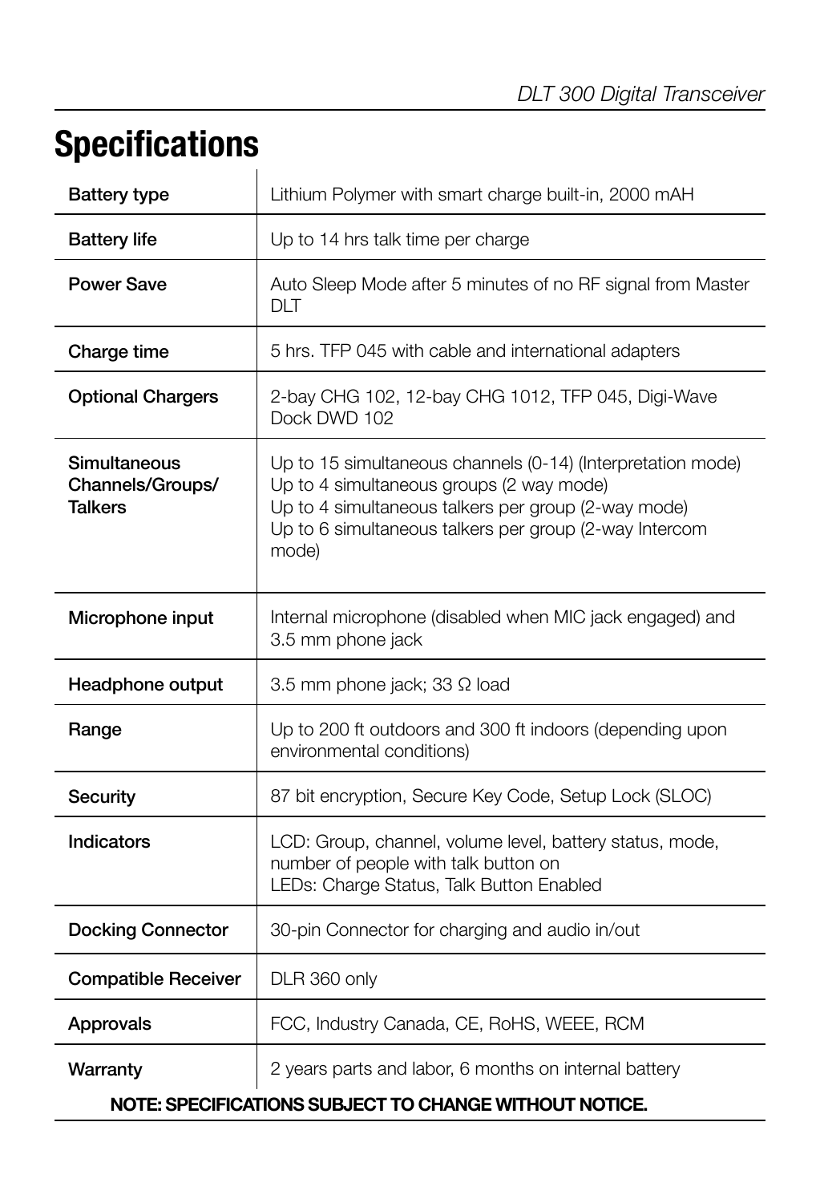# Specifications

| Specification | Details |
| --- | --- |
| **Battery type** | Lithium Polymer with smart charge built-in, 2000 mAH |
| **Battery life** | Up to 14 hrs talk time per charge |
| **Power Save** | Auto Sleep Mode after 5 minutes of no RF signal from Master DLT |
| **Charge time** | 5 hrs. TFP 045 with cable and international adapters |
| **Optional Chargers** | 2-bay CHG 102, 12-bay CHG 1012, TFP 045, Digi-Wave Dock DWD 102 |
| **Simultaneous Channels/Groups/ Talkers** | Up to 15 simultaneous channels (0-14) (Interpretation mode)<br>Up to 4 simultaneous groups (2 way mode)<br>Up to 4 simultaneous talkers per group (2-way mode)<br>Up to 6 simultaneous talkers per group (2-way Intercom mode) |
| **Microphone input** | Internal microphone (disabled when MIC jack engaged) and 3.5 mm phone jack |
| **Headphone output** | 3.5 mm phone jack; 33 Ω load |
| **Range** | Up to 200 ft outdoors and 300 ft indoors (depending upon environmental conditions) |
| **Security** | 87 bit encryption, Secure Key Code, Setup Lock (SLOC) |
| **Indicators** | LCD: Group, channel, volume level, battery status, mode, number of people with talk button on<br>LEDs: Charge Status, Talk Button Enabled |
| **Docking Connector** | 30-pin Connector for charging and audio in/out |
| **Compatible Receiver** | DLR 360 only |
| **Approvals** | FCC, Industry Canada, CE, RoHS, WEEE, RCM |
| **Warranty** | 2 years parts and labor, 6 months on internal battery |

**NOTE: SPECIFICATIONS SUBJECT TO CHANGE WITHOUT NOTICE.**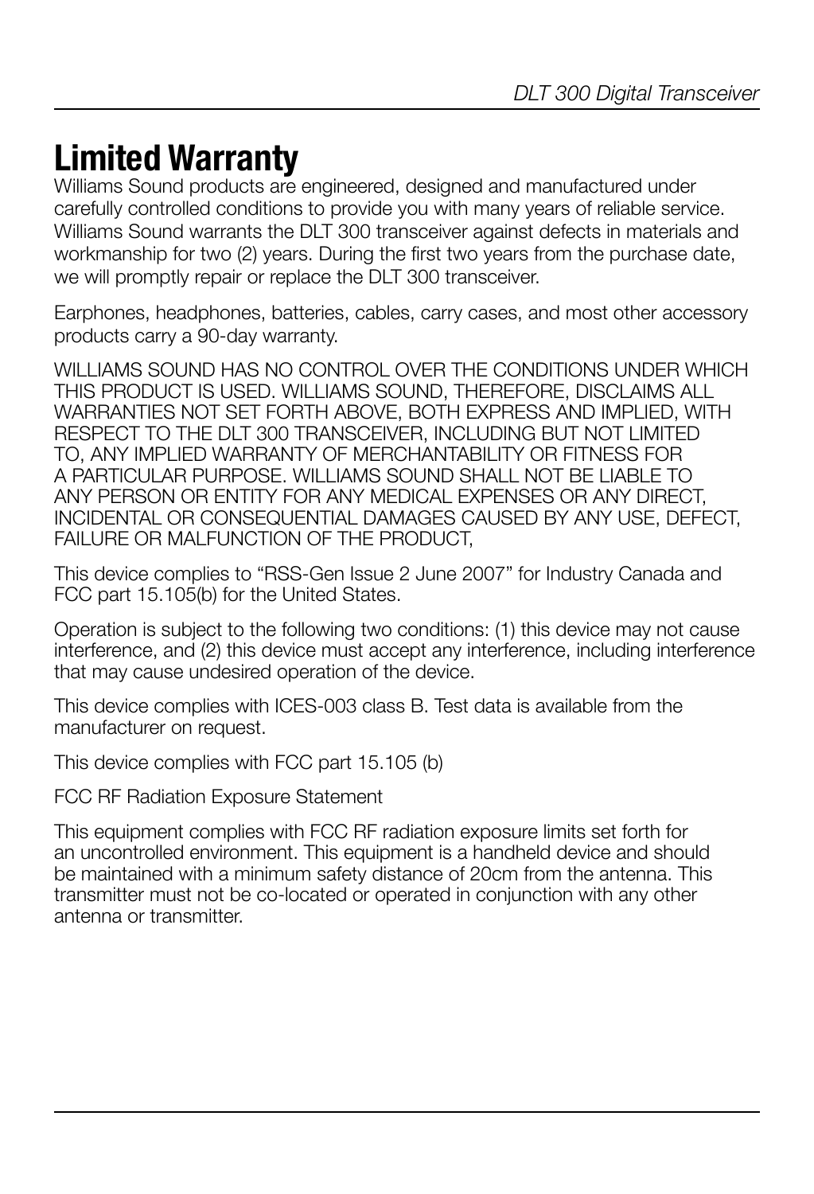# Limited Warranty

Williams Sound products are engineered, designed and manufactured under carefully controlled conditions to provide you with many years of reliable service. Williams Sound warrants the DLT 300 transceiver against defects in materials and workmanship for two (2) years. During the first two years from the purchase date, we will promptly repair or replace the DLT 300 transceiver.

Earphones, headphones, batteries, cables, carry cases, and most other accessory products carry a 90-day warranty.

WILLIAMS SOUND HAS NO CONTROL OVER THE CONDITIONS UNDER WHICH THIS PRODUCT IS USED. WILLIAMS SOUND, THEREFORE, DISCLAIMS ALL WARRANTIES NOT SET FORTH ABOVE, BOTH EXPRESS AND IMPLIED, WITH RESPECT TO THE DLT 300 TRANSCEIVER, INCLUDING BUT NOT LIMITED TO, ANY IMPLIED WARRANTY OF MERCHANTABILITY OR FITNESS FOR A PARTICULAR PURPOSE. WILLIAMS SOUND SHALL NOT BE LIABLE TO ANY PERSON OR ENTITY FOR ANY MEDICAL EXPENSES OR ANY DIRECT, INCIDENTAL OR CONSEQUENTIAL DAMAGES CAUSED BY ANY USE, DEFECT, FAILURE OR MALFUNCTION OF THE PRODUCT,

This device complies to "RSS-Gen Issue 2 June 2007" for Industry Canada and FCC part 15.105(b) for the United States.

Operation is subject to the following two conditions: (1) this device may not cause interference, and (2) this device must accept any interference, including interference that may cause undesired operation of the device.

This device complies with ICES-003 class B. Test data is available from the manufacturer on request.

This device complies with FCC part 15.105 (b)

FCC RF Radiation Exposure Statement

This equipment complies with FCC RF radiation exposure limits set forth for an uncontrolled environment. This equipment is a handheld device and should be maintained with a minimum safety distance of 20cm from the antenna. This transmitter must not be co-located or operated in conjunction with any other antenna or transmitter.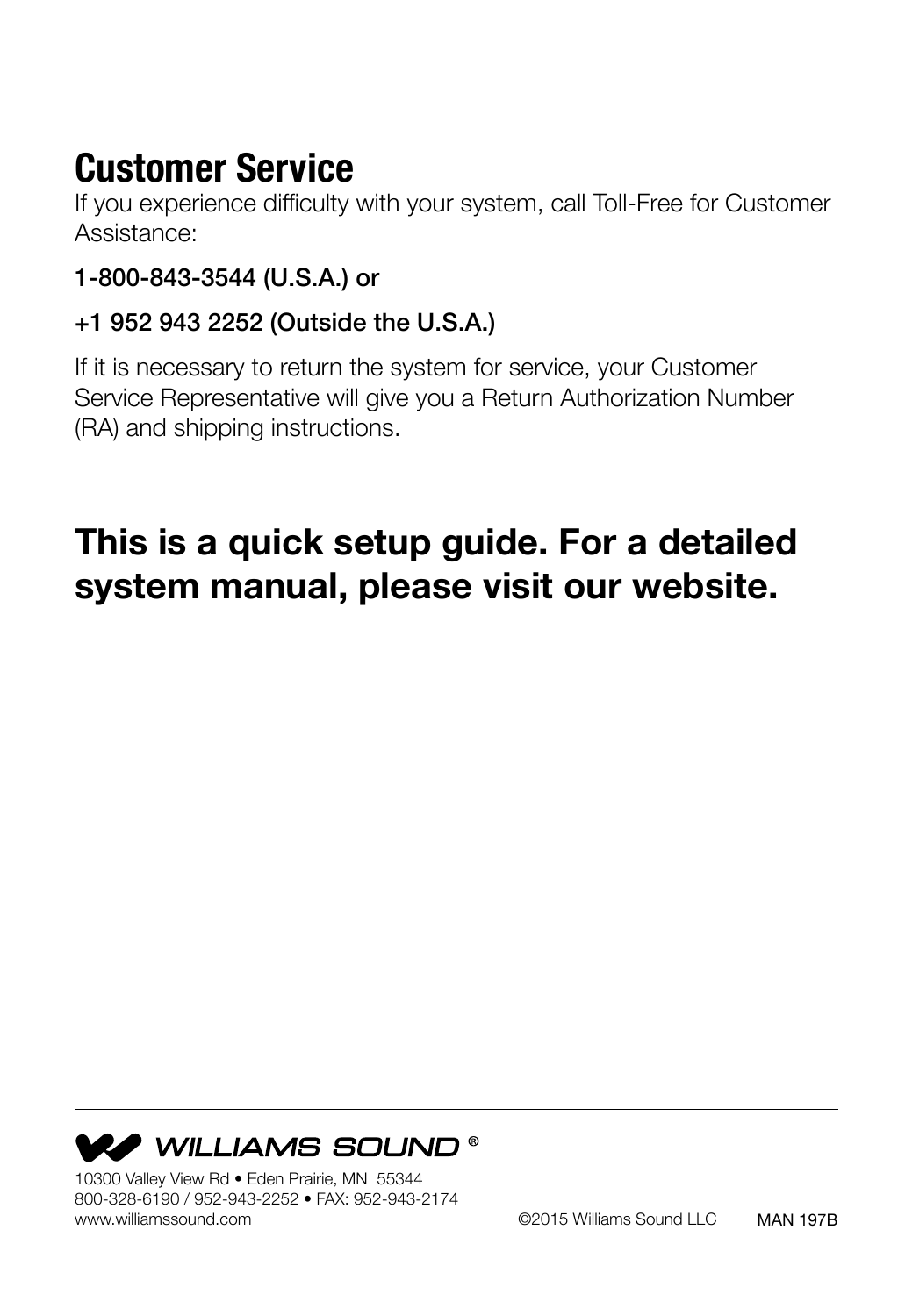# Customer Service

If you experience difficulty with your system, call Toll-Free for Customer Assistance:

**1-800-843-3544 (U.S.A.) or**

**+1 952 943 2252 (Outside the U.S.A.)**

If it is necessary to return the system for service, your Customer Service Representative will give you a Return Authorization Number (RA) and shipping instructions.

## This is a quick setup guide. For a detailed system manual, please visit our website.

WILLIAMS SOUND®

10300 Valley View Rd • Eden Prairie, MN 55344
800-328-6190 / 952-943-2252 • FAX: 952-943-2174
www.williamssound.com

©2015 Williams Sound LLC

MAN 197B